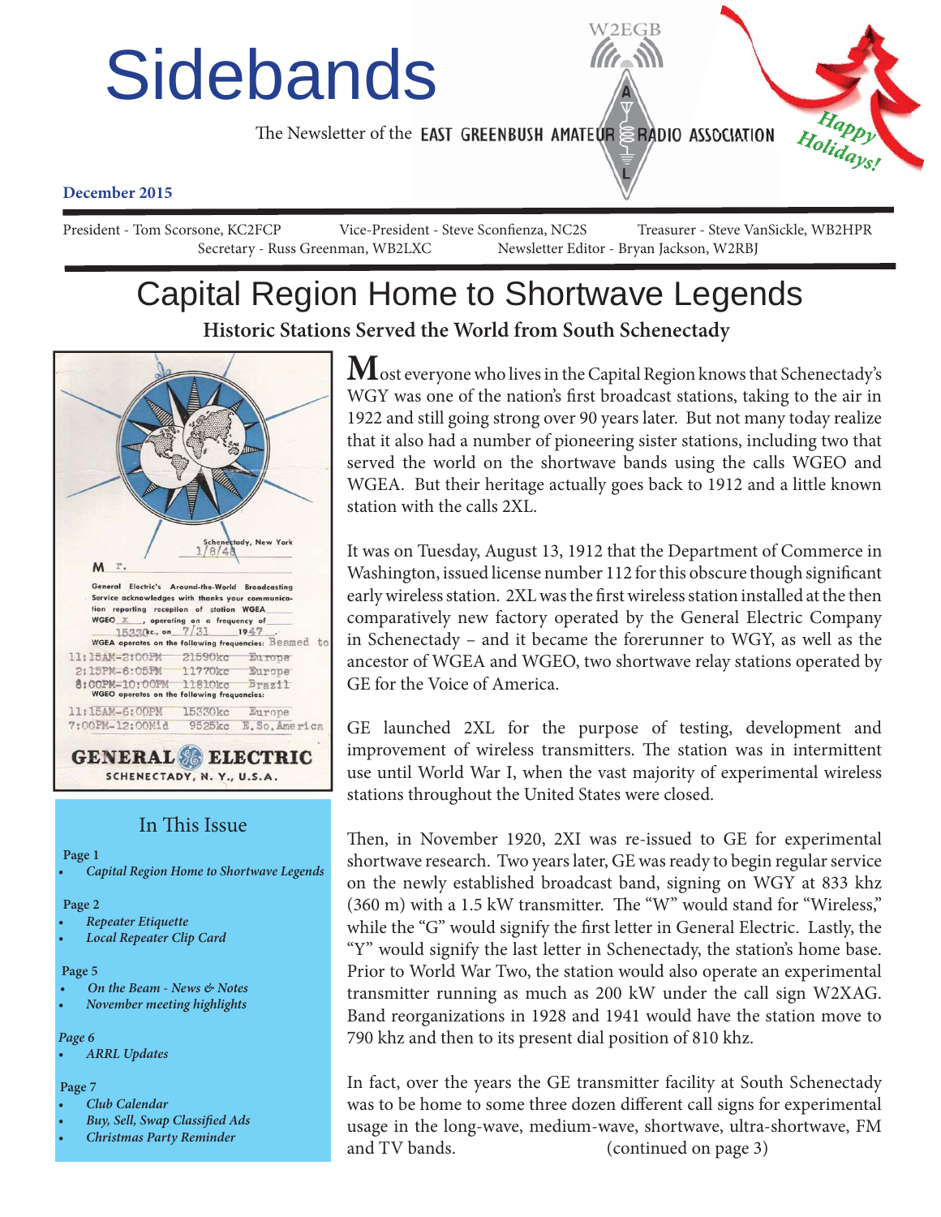# Sidebands

The Newsletter of the EAST GREENBUSH AMATEUR RADIO ASSOCIATION

W2EGB

Happy Holidays!

**December 2015**

President - Tom Scorsone, KC2FCP | Vice-President - Steve Sconfienza, NC2S | Treasurer - Steve VanSickle, WB2HPR
Secretary - Russ Greenman, WB2LXC | Newsletter Editor - Bryan Jackson, W2RBJ

## Capital Region Home to Shortwave Legends

### Historic Stations Served the World from South Schenectady

Schenectady, New York
1/8/48

M r.

General Electric's Around-the-World Broadcasting Service acknowledges with thanks your communication reporting reception of station WGEA WGEO X, operating on a frequency of 15330kc., on 7/31 1947.

WGEA operates on the following frequencies: Beamed to

| | | |
|---|---|---|
| 11:15AM-2:00PM | 21590kc | Europe |
| 2:15PM-6:05PM | 11770kc | Europe |
| 6:00PM-10:00PM | 11810kc | Brazil |

WGEO operates on the following frequencies:

| | | |
|---|---|---|
| 11:15AM-6:00PM | 15330kc | Europe |
| 7:00PM-12:00Mid | 9525kc | E.So.America |

GENERAL ELECTRIC
SCHENECTADY, N. Y., U.S.A.

Most everyone who lives in the Capital Region knows that Schenectady's WGY was one of the nation's first broadcast stations, taking to the air in 1922 and still going strong over 90 years later. But not many today realize that it also had a number of pioneering sister stations, including two that served the world on the shortwave bands using the calls WGEO and WGEA. But their heritage actually goes back to 1912 and a little known station with the calls 2XL.

It was on Tuesday, August 13, 1912 that the Department of Commerce in Washington, issued license number 112 for this obscure though significant early wireless station. 2XL was the first wireless station installed at the then comparatively new factory operated by the General Electric Company in Schenectady – and it became the forerunner to WGY, as well as the ancestor of WGEA and WGEO, two shortwave relay stations operated by GE for the Voice of America.

GE launched 2XL for the purpose of testing, development and improvement of wireless transmitters. The station was in intermittent use until World War I, when the vast majority of experimental wireless stations throughout the United States were closed.

Then, in November 1920, 2XI was re-issued to GE for experimental shortwave research. Two years later, GE was ready to begin regular service on the newly established broadcast band, signing on WGY at 833 khz (360 m) with a 1.5 kW transmitter. The "W" would stand for "Wireless," while the "G" would signify the first letter in General Electric. Lastly, the "Y" would signify the last letter in Schenectady, the station's home base. Prior to World War Two, the station would also operate an experimental transmitter running as much as 200 kW under the call sign W2XAG. Band reorganizations in 1928 and 1941 would have the station move to 790 khz and then to its present dial position of 810 khz.

In fact, over the years the GE transmitter facility at South Schenectady was to be home to some three dozen different call signs for experimental usage in the long-wave, medium-wave, shortwave, ultra-shortwave, FM and TV bands. (continued on page 3)

### In This Issue

Page 1
- *Capital Region Home to Shortwave Legends*

Page 2
- *Repeater Etiquette*
- *Local Repeater Clip Card*

Page 5
- *On the Beam - News & Notes*
- *November meeting highlights*

*Page 6*
- *ARRL Updates*

Page 7
- *Club Calendar*
- *Buy, Sell, Swap Classified Ads*
- *Christmas Party Reminder*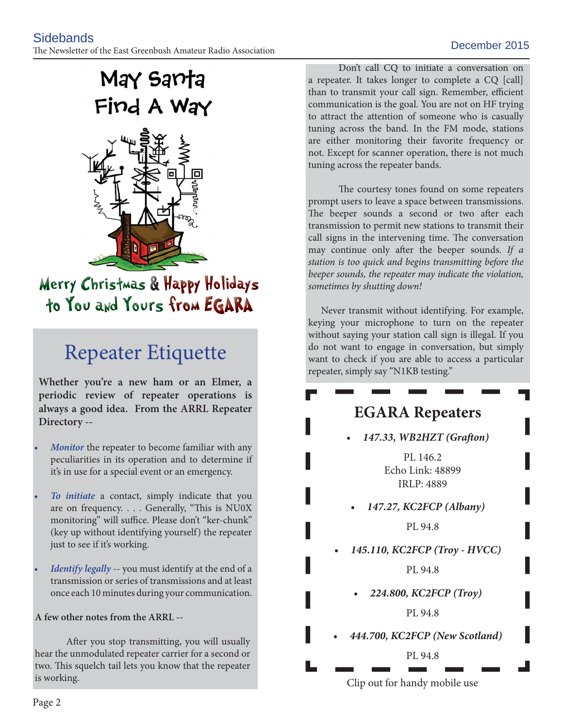May Santa Find A Way

Merry Christmas & Happy Holidays to You and Yours from EGARA

## Repeater Etiquette

**Whether you're a new ham or an Elmer, a periodic review of repeater operations is always a good idea. From the ARRL Repeater Directory --**

- *Monitor* the repeater to become familiar with any peculiarities in its operation and to determine if it's in use for a special event or an emergency.
- *To initiate* a contact, simply indicate that you are on frequency. . . . Generally, "This is NU0X monitoring" will suffice. Please don't "ker-chunk" (key up without identifying yourself) the repeater just to see if it's working.
- *Identify legally* -- you must identify at the end of a transmission or series of transmissions and at least once each 10 minutes during your communication.

**A few other notes from the ARRL --**

After you stop transmitting, you will usually hear the unmodulated repeater carrier for a second or two. This squelch tail lets you know that the repeater is working.

Don't call CQ to initiate a conversation on a repeater. It takes longer to complete a CQ [call] than to transmit your call sign. Remember, efficient communication is the goal. You are not on HF trying to attract the attention of someone who is casually tuning across the band. In the FM mode, stations are either monitoring their favorite frequency or not. Except for scanner operation, there is not much tuning across the repeater bands.

The courtesy tones found on some repeaters prompt users to leave a space between transmissions. The beeper sounds a second or two after each transmission to permit new stations to transmit their call signs in the intervening time. The conversation may continue only after the beeper sounds. *If a station is too quick and begins transmitting before the beeper sounds, the repeater may indicate the violation, sometimes by shutting down!*

Never transmit without identifying. For example, keying your microphone to turn on the repeater without saying your station call sign is illegal. If you do not want to engage in conversation, but simply want to check if you are able to access a particular repeater, simply say "N1KB testing."

## EGARA Repeaters

- ***147.33, WB2HZT (Grafton)***

  PL 146.2
  Echo Link: 48899
  IRLP: 4889

- ***147.27, KC2FCP (Albany)***

  PL 94.8

- ***145.110, KC2FCP (Troy - HVCC)***

  PL 94.8

- ***224.800, KC2FCP (Troy)***

  PL 94.8

- ***444.700, KC2FCP (New Scotland)***

  PL 94.8

Clip out for handy mobile use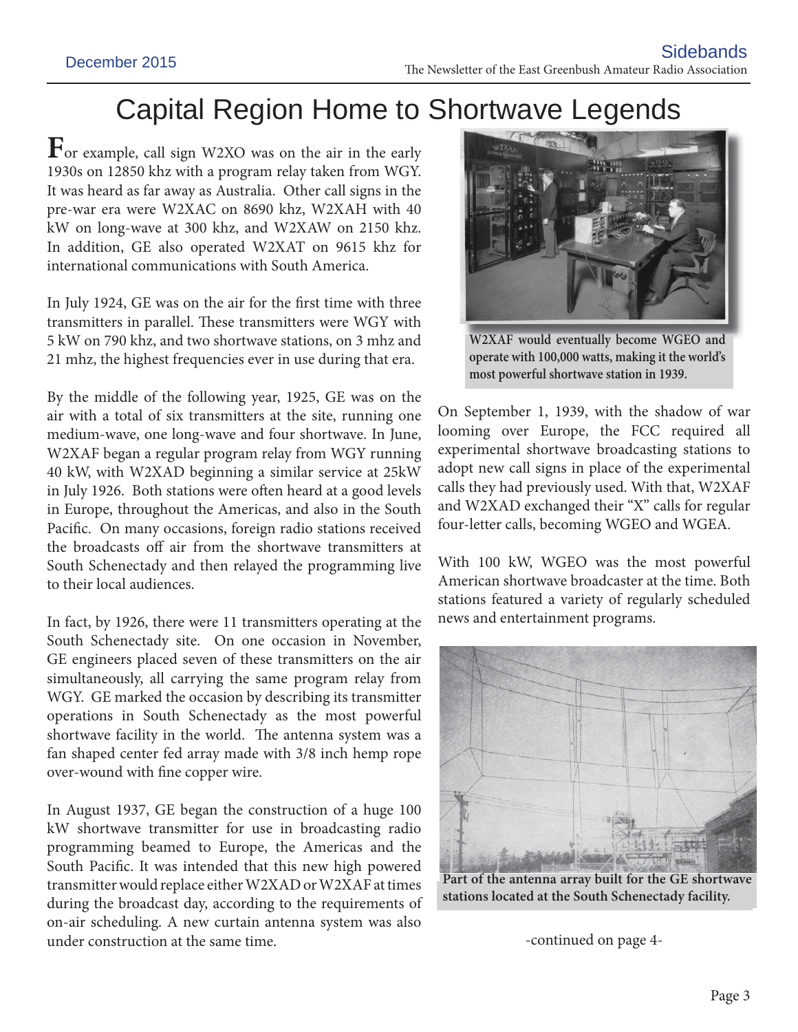# Capital Region Home to Shortwave Legends

For example, call sign W2XO was on the air in the early 1930s on 12850 khz with a program relay taken from WGY. It was heard as far away as Australia. Other call signs in the pre-war era were W2XAC on 8690 khz, W2XAH with 40 kW on long-wave at 300 khz, and W2XAW on 2150 khz. In addition, GE also operated W2XAT on 9615 khz for international communications with South America.

In July 1924, GE was on the air for the first time with three transmitters in parallel. These transmitters were WGY with 5 kW on 790 khz, and two shortwave stations, on 3 mhz and 21 mhz, the highest frequencies ever in use during that era.

By the middle of the following year, 1925, GE was on the air with a total of six transmitters at the site, running one medium-wave, one long-wave and four shortwave. In June, W2XAF began a regular program relay from WGY running 40 kW, with W2XAD beginning a similar service at 25kW in July 1926. Both stations were often heard at a good levels in Europe, throughout the Americas, and also in the South Pacific. On many occasions, foreign radio stations received the broadcasts off air from the shortwave transmitters at South Schenectady and then relayed the programming live to their local audiences.

In fact, by 1926, there were 11 transmitters operating at the South Schenectady site. On one occasion in November, GE engineers placed seven of these transmitters on the air simultaneously, all carrying the same program relay from WGY. GE marked the occasion by describing its transmitter operations in South Schenectady as the most powerful shortwave facility in the world. The antenna system was a fan shaped center fed array made with 3/8 inch hemp rope over-wound with fine copper wire.

In August 1937, GE began the construction of a huge 100 kW shortwave transmitter for use in broadcasting radio programming beamed to Europe, the Americas and the South Pacific. It was intended that this new high powered transmitter would replace either W2XAD or W2XAF at times during the broadcast day, according to the requirements of on-air scheduling. A new curtain antenna system was also under construction at the same time.

**W2XAF would eventually become WGEO and operate with 100,000 watts, making it the world's most powerful shortwave station in 1939.**

On September 1, 1939, with the shadow of war looming over Europe, the FCC required all experimental shortwave broadcasting stations to adopt new call signs in place of the experimental calls they had previously used. With that, W2XAF and W2XAD exchanged their "X" calls for regular four-letter calls, becoming WGEO and WGEA.

With 100 kW, WGEO was the most powerful American shortwave broadcaster at the time. Both stations featured a variety of regularly scheduled news and entertainment programs.

**Part of the antenna array built for the GE shortwave stations located at the South Schenectady facility.**

-continued on page 4-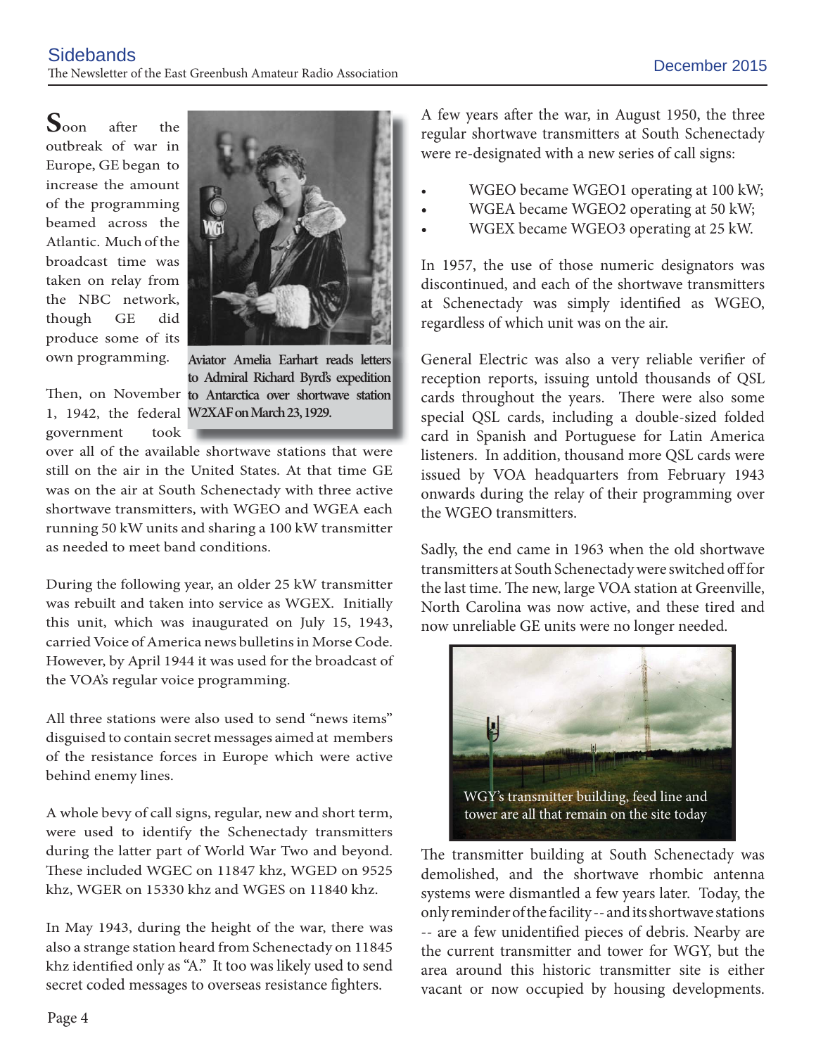Soon after the outbreak of war in Europe, GE began to increase the amount of the programming beamed across the Atlantic. Much of the broadcast time was taken on relay from the NBC network, though GE did produce some of its own programming.

Aviator Amelia Earhart reads letters to Admiral Richard Byrd's expedition to Antarctica over shortwave station W2XAF on March 23, 1929.

Then, on November 1, 1942, the federal government took over all of the available shortwave stations that were still on the air in the United States. At that time GE was on the air at South Schenectady with three active shortwave transmitters, with WGEO and WGEA each running 50 kW units and sharing a 100 kW transmitter as needed to meet band conditions.

During the following year, an older 25 kW transmitter was rebuilt and taken into service as WGEX. Initially this unit, which was inaugurated on July 15, 1943, carried Voice of America news bulletins in Morse Code. However, by April 1944 it was used for the broadcast of the VOA's regular voice programming.

All three stations were also used to send "news items" disguised to contain secret messages aimed at members of the resistance forces in Europe which were active behind enemy lines.

A whole bevy of call signs, regular, new and short term, were used to identify the Schenectady transmitters during the latter part of World War Two and beyond. These included WGEC on 11847 khz, WGED on 9525 khz, WGER on 15330 khz and WGES on 11840 khz.

In May 1943, during the height of the war, there was also a strange station heard from Schenectady on 11845 khz identified only as "A." It too was likely used to send secret coded messages to overseas resistance fighters.

A few years after the war, in August 1950, the three regular shortwave transmitters at South Schenectady were re-designated with a new series of call signs:

- WGEO became WGEO1 operating at 100 kW;
- WGEA became WGEO2 operating at 50 kW;
- WGEX became WGEO3 operating at 25 kW.

In 1957, the use of those numeric designators was discontinued, and each of the shortwave transmitters at Schenectady was simply identified as WGEO, regardless of which unit was on the air.

General Electric was also a very reliable verifier of reception reports, issuing untold thousands of QSL cards throughout the years. There were also some special QSL cards, including a double-sized folded card in Spanish and Portuguese for Latin America listeners. In addition, thousand more QSL cards were issued by VOA headquarters from February 1943 onwards during the relay of their programming over the WGEO transmitters.

Sadly, the end came in 1963 when the old shortwave transmitters at South Schenectady were switched off for the last time. The new, large VOA station at Greenville, North Carolina was now active, and these tired and now unreliable GE units were no longer needed.

WGY's transmitter building, feed line and tower are all that remain on the site today

The transmitter building at South Schenectady was demolished, and the shortwave rhombic antenna systems were dismantled a few years later. Today, the only reminder of the facility -- and its shortwave stations -- are a few unidentified pieces of debris. Nearby are the current transmitter and tower for WGY, but the area around this historic transmitter site is either vacant or now occupied by housing developments.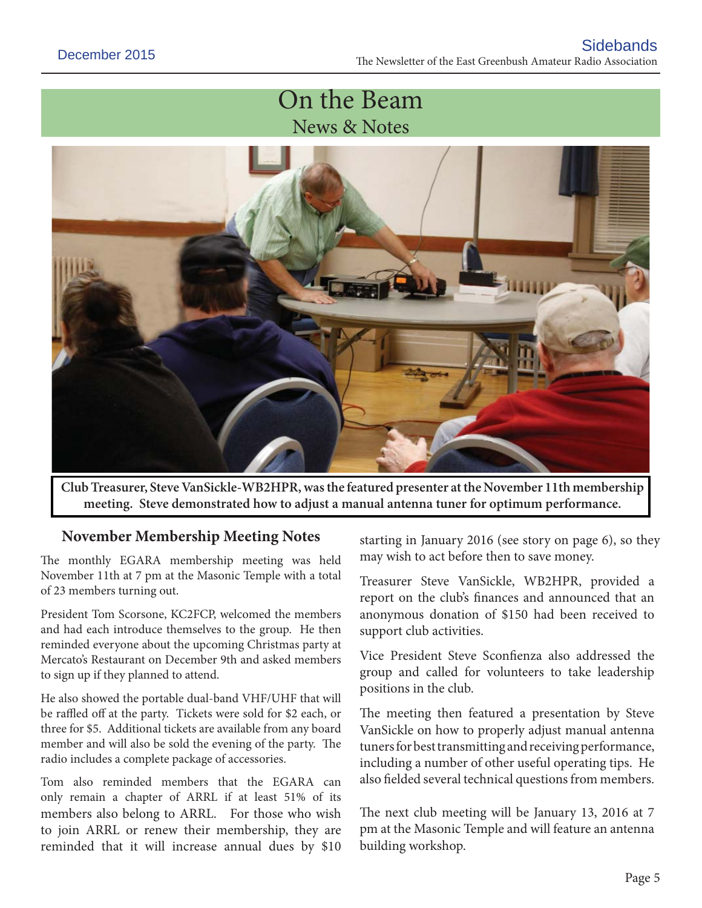# On the Beam
## News & Notes

**Club Treasurer, Steve VanSickle-WB2HPR, was the featured presenter at the November 11th membership meeting. Steve demonstrated how to adjust a manual antenna tuner for optimum performance.**

### November Membership Meeting Notes

The monthly EGARA membership meeting was held November 11th at 7 pm at the Masonic Temple with a total of 23 members turning out.

President Tom Scorsone, KC2FCP, welcomed the members and had each introduce themselves to the group. He then reminded everyone about the upcoming Christmas party at Mercato's Restaurant on December 9th and asked members to sign up if they planned to attend.

He also showed the portable dual-band VHF/UHF that will be raffled off at the party. Tickets were sold for $2 each, or three for $5. Additional tickets are available from any board member and will also be sold the evening of the party. The radio includes a complete package of accessories.

Tom also reminded members that the EGARA can only remain a chapter of ARRL if at least 51% of its members also belong to ARRL. For those who wish to join ARRL or renew their membership, they are reminded that it will increase annual dues by $10 starting in January 2016 (see story on page 6), so they may wish to act before then to save money.

Treasurer Steve VanSickle, WB2HPR, provided a report on the club's finances and announced that an anonymous donation of $150 had been received to support club activities.

Vice President Steve Sconfienza also addressed the group and called for volunteers to take leadership positions in the club.

The meeting then featured a presentation by Steve VanSickle on how to properly adjust manual antenna tuners for best transmitting and receiving performance, including a number of other useful operating tips. He also fielded several technical questions from members.

The next club meeting will be January 13, 2016 at 7 pm at the Masonic Temple and will feature an antenna building workshop.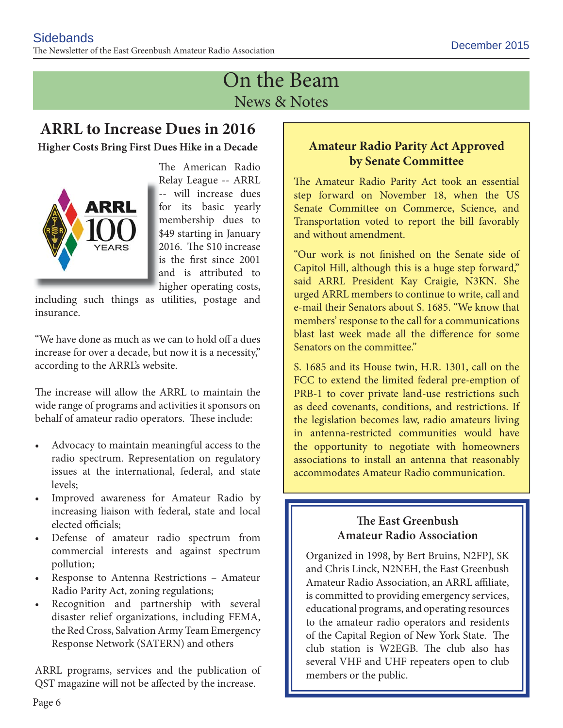# On the Beam

## News & Notes

## ARRL to Increase Dues in 2016

**Higher Costs Bring First Dues Hike in a Decade**

The American Radio Relay League -- ARRL -- will increase dues for its basic yearly membership dues to $49 starting in January 2016. The $10 increase is the first since 2001 and is attributed to higher operating costs, including such things as utilities, postage and insurance.

"We have done as much as we can to hold off a dues increase for over a decade, but now it is a necessity," according to the ARRL's website.

The increase will allow the ARRL to maintain the wide range of programs and activities it sponsors on behalf of amateur radio operators. These include:

- Advocacy to maintain meaningful access to the radio spectrum. Representation on regulatory issues at the international, federal, and state levels;
- Improved awareness for Amateur Radio by increasing liaison with federal, state and local elected officials;
- Defense of amateur radio spectrum from commercial interests and against spectrum pollution;
- Response to Antenna Restrictions – Amateur Radio Parity Act, zoning regulations;
- Recognition and partnership with several disaster relief organizations, including FEMA, the Red Cross, Salvation Army Team Emergency Response Network (SATERN) and others

ARRL programs, services and the publication of QST magazine will not be affected by the increase.

## Amateur Radio Parity Act Approved by Senate Committee

The Amateur Radio Parity Act took an essential step forward on November 18, when the US Senate Committee on Commerce, Science, and Transportation voted to report the bill favorably and without amendment.

"Our work is not finished on the Senate side of Capitol Hill, although this is a huge step forward," said ARRL President Kay Craigie, N3KN. She urged ARRL members to continue to write, call and e-mail their Senators about S. 1685. "We know that members' response to the call for a communications blast last week made all the difference for some Senators on the committee."

S. 1685 and its House twin, H.R. 1301, call on the FCC to extend the limited federal pre-emption of PRB-1 to cover private land-use restrictions such as deed covenants, conditions, and restrictions. If the legislation becomes law, radio amateurs living in antenna-restricted communities would have the opportunity to negotiate with homeowners associations to install an antenna that reasonably accommodates Amateur Radio communication.

### The East Greenbush Amateur Radio Association

Organized in 1998, by Bert Bruins, N2FPJ, SK and Chris Linck, N2NEH, the East Greenbush Amateur Radio Association, an ARRL affiliate, is committed to providing emergency services, educational programs, and operating resources to the amateur radio operators and residents of the Capital Region of New York State. The club station is W2EGB. The club also has several VHF and UHF repeaters open to club members or the public.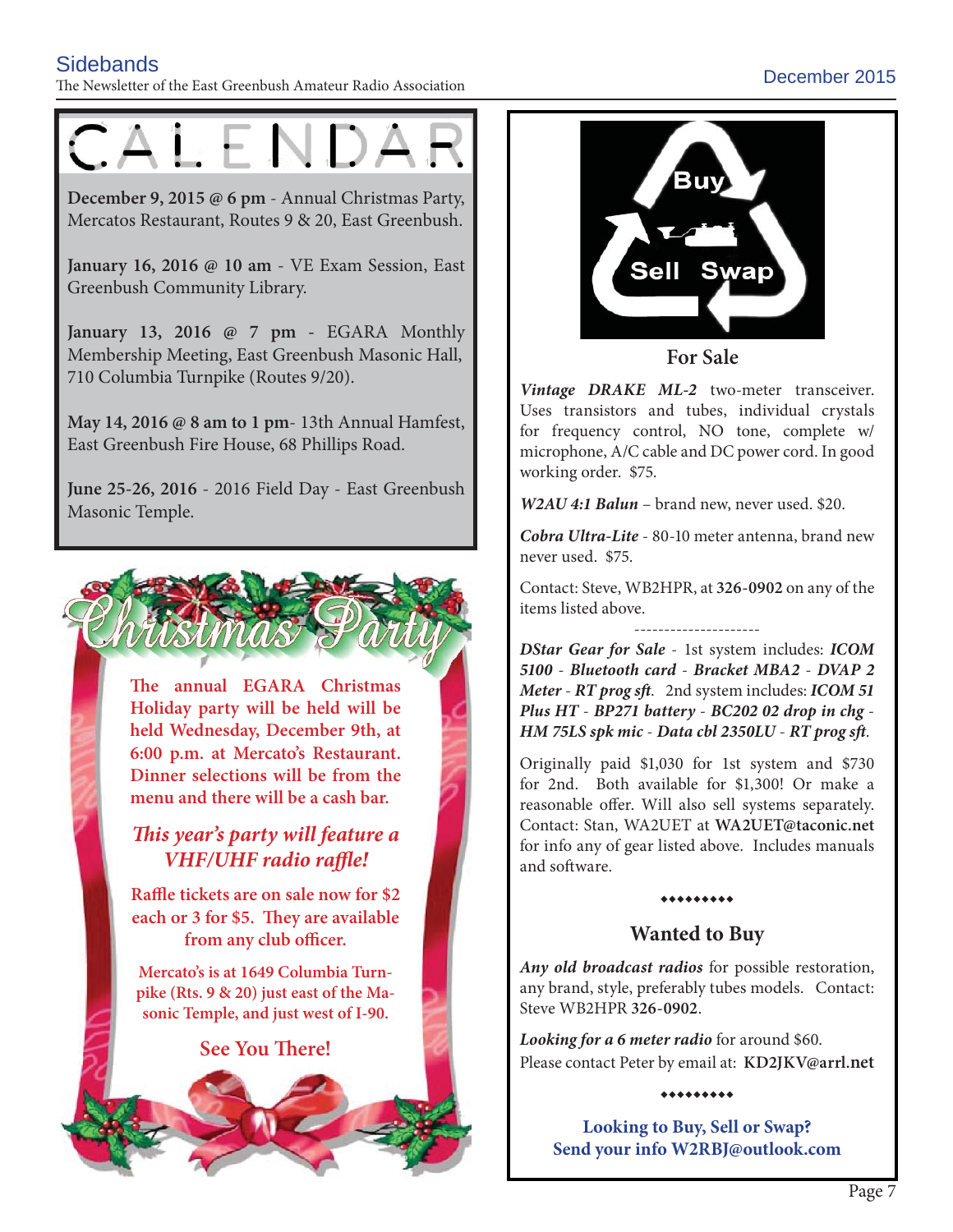# CALENDAR

**December 9, 2015 @ 6 pm** - Annual Christmas Party, Mercatos Restaurant, Routes 9 & 20, East Greenbush.

**January 16, 2016 @ 10 am** - VE Exam Session, East Greenbush Community Library.

**January 13, 2016 @ 7 pm** - EGARA Monthly Membership Meeting, East Greenbush Masonic Hall, 710 Columbia Turnpike (Routes 9/20).

**May 14, 2016 @ 8 am to 1 pm**- 13th Annual Hamfest, East Greenbush Fire House, 68 Phillips Road.

**June 25-26, 2016** - 2016 Field Day - East Greenbush Masonic Temple.

## Christmas Party

**The annual EGARA Christmas Holiday party will be held will be held Wednesday, December 9th, at 6:00 p.m. at Mercato's Restaurant. Dinner selections will be from the menu and there will be a cash bar.**

***This year's party will feature a VHF/UHF radio raffle!***

**Raffle tickets are on sale now for $2 each or 3 for $5. They are available from any club officer.**

**Mercato's is at 1649 Columbia Turnpike (Rts. 9 & 20) just east of the Masonic Temple, and just west of I-90.**

**See You There!**

Buy Sell Swap

## For Sale

***Vintage DRAKE ML-2*** two-meter transceiver. Uses transistors and tubes, individual crystals for frequency control, NO tone, complete w/ microphone, A/C cable and DC power cord. In good working order. $75.

***W2AU 4:1 Balun*** – brand new, never used. $20.

***Cobra Ultra-Lite*** - 80-10 meter antenna, brand new never used. $75.

Contact: Steve, WB2HPR, at **326-0902** on any of the items listed above.

---------------------

***DStar Gear for Sale*** - 1st system includes: ***ICOM 5100*** - ***Bluetooth card*** - ***Bracket MBA2*** - ***DVAP 2 Meter*** - ***RT prog sft***. 2nd system includes: ***ICOM 51 Plus HT*** - ***BP271 battery*** - ***BC202 02 drop in chg*** - ***HM 75LS spk mic*** - ***Data cbl 2350LU*** - ***RT prog sft***.

Originally paid $1,030 for 1st system and $730 for 2nd. Both available for $1,300! Or make a reasonable offer. Will also sell systems separately. Contact: Stan, WA2UET at **WA2UET@taconic.net** for info any of gear listed above. Includes manuals and software.

◆◆◆◆◆◆◆◆◆

## Wanted to Buy

***Any old broadcast radios*** for possible restoration, any brand, style, preferably tubes models. Contact: Steve WB2HPR **326-0902**.

***Looking for a 6 meter radio*** for around $60. Please contact Peter by email at: **KD2JKV@arrl.net**

◆◆◆◆◆◆◆◆◆

**Looking to Buy, Sell or Swap?**
**Send your info W2RBJ@outlook.com**